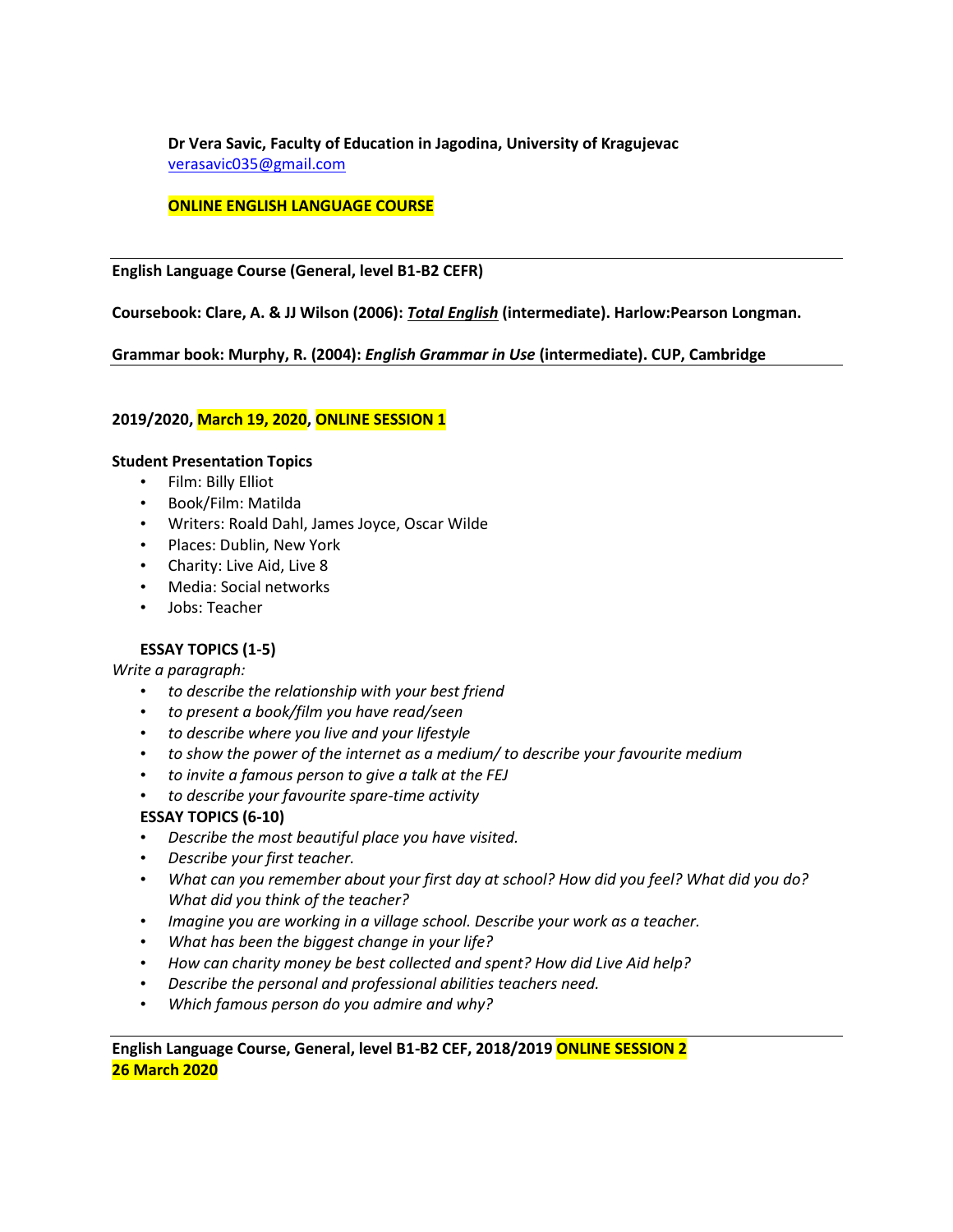**Dr Vera Savic, Faculty of Education in Jagodina, University of Kragujevac**
verasavic035@gmail.com

**ONLINE ENGLISH LANGUAGE COURSE**

---

**English Language Course (General, level B1-B2 CEFR)**

**Coursebook: Clare, A. & JJ Wilson (2006): *Total English* (intermediate). Harlow:Pearson Longman.**

**Grammar book: Murphy, R. (2004): *English Grammar in Use* (intermediate). CUP, Cambridge**

---

**2019/2020, March 19, 2020, ONLINE SESSION 1**

**Student Presentation Topics**

- Film: Billy Elliot
- Book/Film: Matilda
- Writers: Roald Dahl, James Joyce, Oscar Wilde
- Places: Dublin, New York
- Charity: Live Aid, Live 8
- Media: Social networks
- Jobs: Teacher

**ESSAY TOPICS (1-5)**

*Write a paragraph:*

- *to describe the relationship with your best friend*
- *to present a book/film you have read/seen*
- *to describe where you live and your lifestyle*
- *to show the power of the internet as a medium/ to describe your favourite medium*
- *to invite a famous person to give a talk at the FEJ*
- *to describe your favourite spare-time activity*

**ESSAY TOPICS (6-10)**

- *Describe the most beautiful place you have visited.*
- *Describe your first teacher.*
- *What can you remember about your first day at school? How did you feel? What did you do? What did you think of the teacher?*
- *Imagine you are working in a village school. Describe your work as a teacher.*
- *What has been the biggest change in your life?*
- *How can charity money be best collected and spent? How did Live Aid help?*
- *Describe the personal and professional abilities teachers need.*
- *Which famous person do you admire and why?*

---

**English Language Course, General, level B1-B2 CEF, 2018/2019 ONLINE SESSION 2**
**26 March 2020**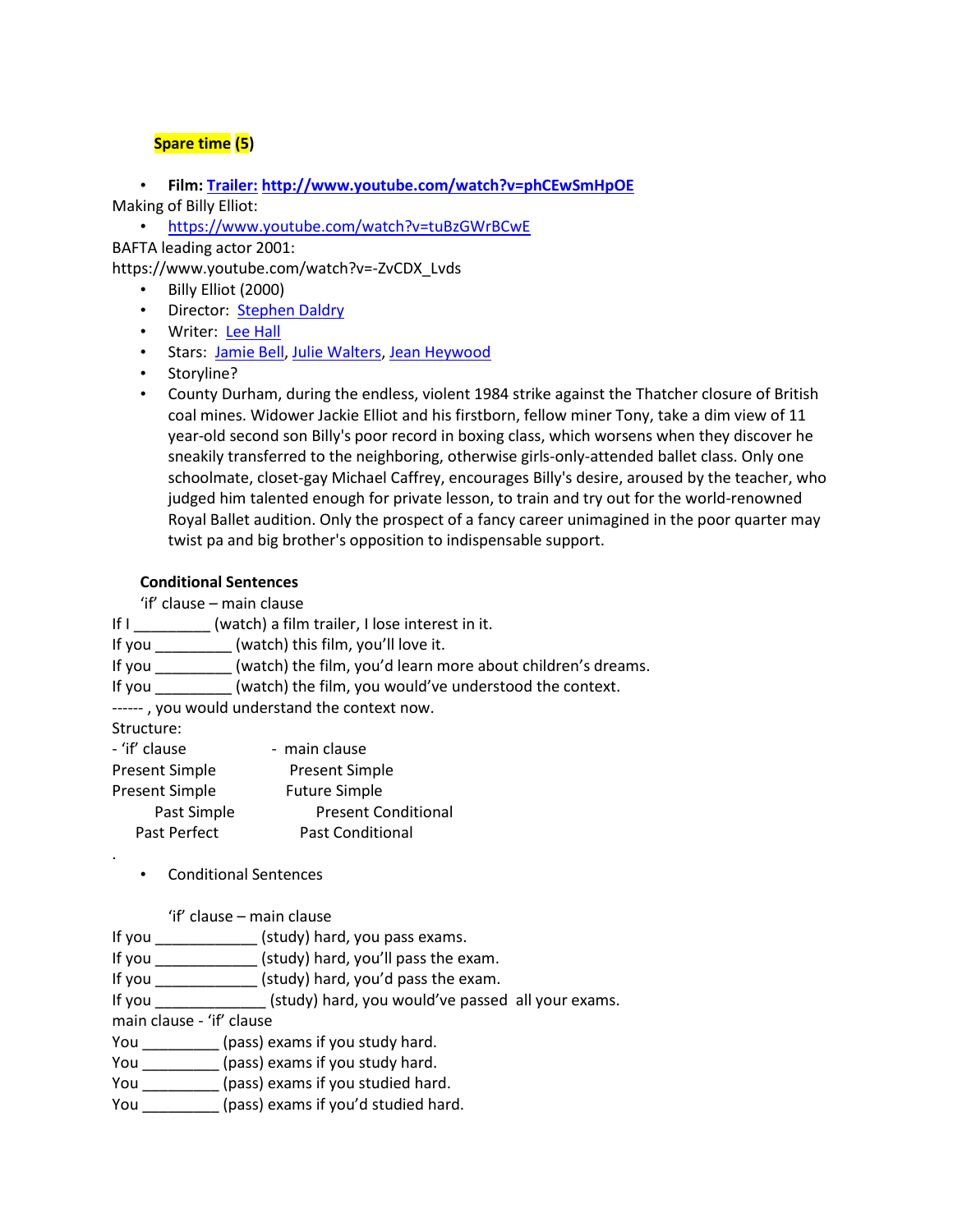**Spare time (5)**

- **Film: Trailer: http://www.youtube.com/watch?v=phCEwSmHpOE**

Making of Billy Elliot:

- https://www.youtube.com/watch?v=tuBzGWrBCwE

BAFTA leading actor 2001:
https://www.youtube.com/watch?v=-ZvCDX_Lvds

- Billy Elliot (2000)
- Director: Stephen Daldry
- Writer: Lee Hall
- Stars: Jamie Bell, Julie Walters, Jean Heywood
- Storyline?
- County Durham, during the endless, violent 1984 strike against the Thatcher closure of British coal mines. Widower Jackie Elliot and his firstborn, fellow miner Tony, take a dim view of 11 year-old second son Billy's poor record in boxing class, which worsens when they discover he sneakily transferred to the neighboring, otherwise girls-only-attended ballet class. Only one schoolmate, closet-gay Michael Caffrey, encourages Billy's desire, aroused by the teacher, who judged him talented enough for private lesson, to train and try out for the world-renowned Royal Ballet audition. Only the prospect of a fancy career unimagined in the poor quarter may twist pa and big brother's opposition to indispensable support.

**Conditional Sentences**

'if' clause – main clause

If I _________ (watch) a film trailer, I lose interest in it.
If you _________ (watch) this film, you'll love it.
If you _________ (watch) the film, you'd learn more about children's dreams.
If you _________ (watch) the film, you would've understood the context.
------ , you would understand the context now.

Structure:

| - 'if' clause | - main clause |
|---|---|
| Present Simple | Present Simple |
| Present Simple | Future Simple |
| Past Simple | Present Conditional |
| Past Perfect | Past Conditional |

.

- Conditional Sentences

'if' clause – main clause

If you ____________ (study) hard, you pass exams.
If you ____________ (study) hard, you'll pass the exam.
If you ____________ (study) hard, you'd pass the exam.
If you _____________ (study) hard, you would've passed all your exams.

main clause - 'if' clause

You _________ (pass) exams if you study hard.
You _________ (pass) exams if you study hard.
You _________ (pass) exams if you studied hard.
You _________ (pass) exams if you'd studied hard.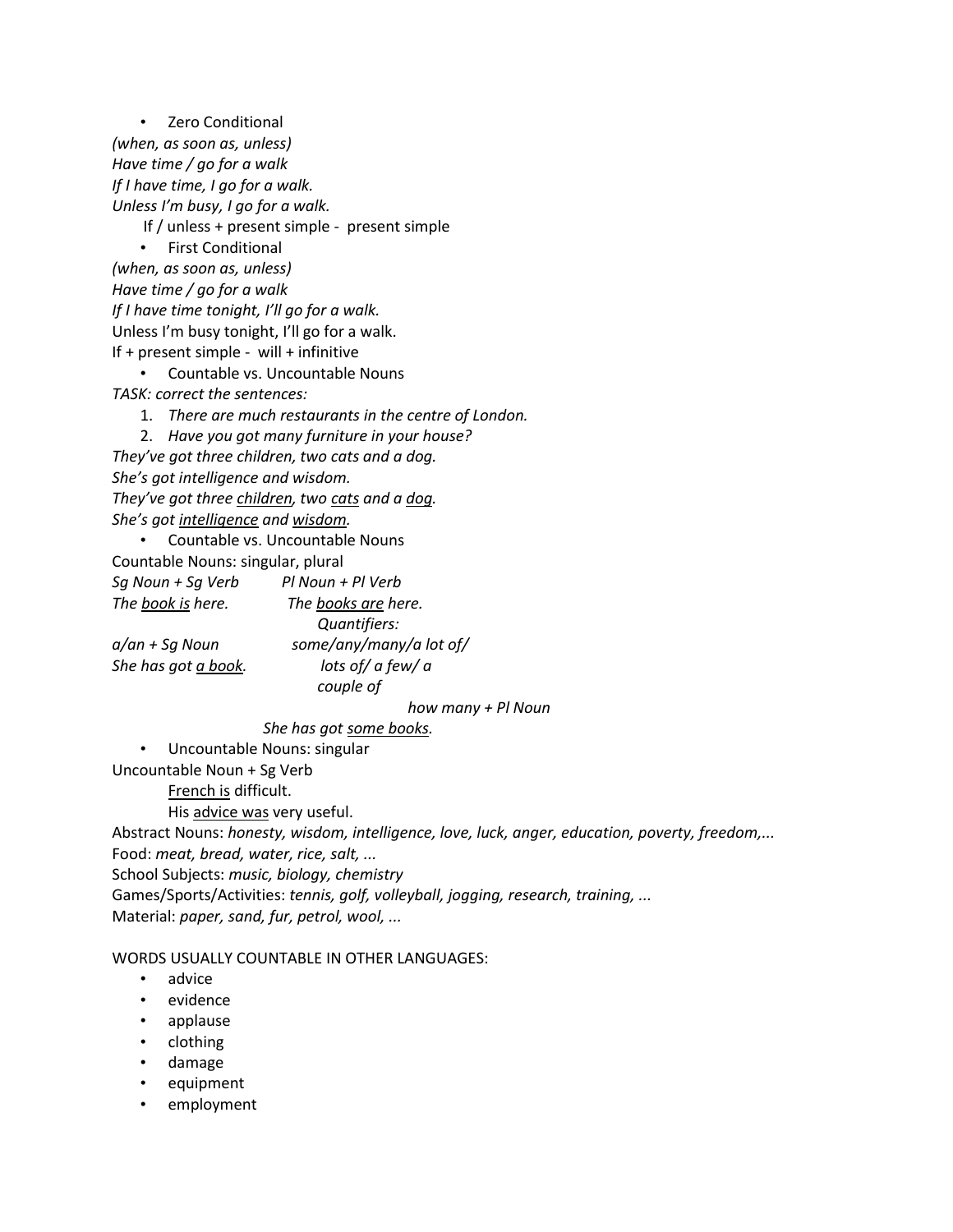- Zero Conditional

*(when, as soon as, unless)*
*Have time / go for a walk*
*If I have time, I go for a walk.*
*Unless I'm busy, I go for a walk.*

If / unless + present simple - present simple

- First Conditional

*(when, as soon as, unless)*
*Have time / go for a walk*
*If I have time tonight, I'll go for a walk.*
Unless I'm busy tonight, I'll go for a walk.
If + present simple - will + infinitive

- Countable vs. Uncountable Nouns

*TASK: correct the sentences:*

1. *There are much restaurants in the centre of London.*
2. *Have you got many furniture in your house?*

*They've got three children, two cats and a dog.*
*She's got intelligence and wisdom.*
*They've got three <u>children</u>, two <u>cats</u> and a <u>dog</u>.*
*She's got <u>intelligence</u> and <u>wisdom</u>.*

- Countable vs. Uncountable Nouns

Countable Nouns: singular, plural

| *Sg Noun + Sg Verb* | *Pl Noun + Pl Verb* |
|---|---|
| *The <u>book is</u> here.* | *The <u>books are</u> here.* |
| | *Quantifiers:* |
| *a/an + Sg Noun* | *some/any/many/a lot of/ lots of/ a few/ a couple of* |
| *She has got <u>a book</u>.* | *how many + Pl Noun* |
| | *She has got <u>some books</u>.* |

- Uncountable Nouns: singular

Uncountable Noun + Sg Verb

<u>French is</u> difficult.
His <u>advice was</u> very useful.

Abstract Nouns: *honesty, wisdom, intelligence, love, luck, anger, education, poverty, freedom,...*
Food: *meat, bread, water, rice, salt, ...*
School Subjects: *music, biology, chemistry*
Games/Sports/Activities: *tennis, golf, volleyball, jogging, research, training, ...*
Material: *paper, sand, fur, petrol, wool, ...*

WORDS USUALLY COUNTABLE IN OTHER LANGUAGES:

- advice
- evidence
- applause
- clothing
- damage
- equipment
- employment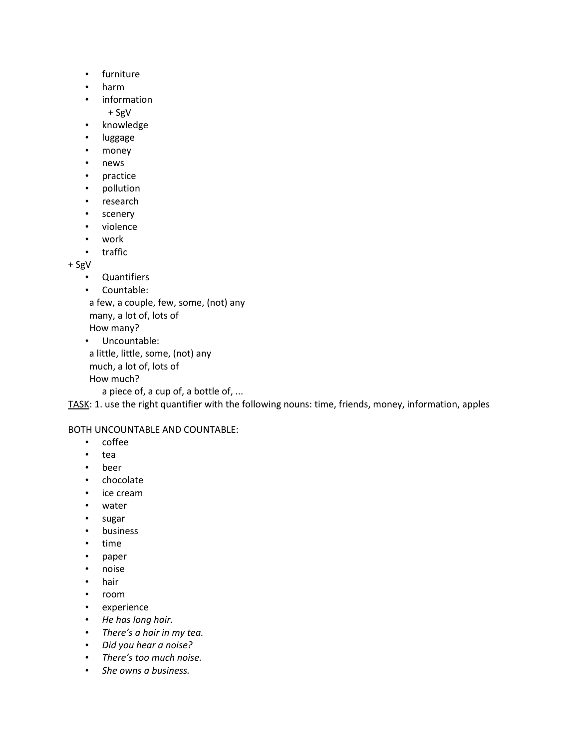- furniture
- harm
- information
  + SgV
- knowledge
- luggage
- money
- news
- practice
- pollution
- research
- scenery
- violence
- work
- traffic

+ SgV

- Quantifiers
- Countable:

  a few, a couple, few, some, (not) any
  many, a lot of, lots of
  How many?
- Uncountable:

  a little, little, some, (not) any
  much, a lot of, lots of
  How much?
  a piece of, a cup of, a bottle of, ...

TASK: 1. use the right quantifier with the following nouns: time, friends, money, information, apples

BOTH UNCOUNTABLE AND COUNTABLE:

- coffee
- tea
- beer
- chocolate
- ice cream
- water
- sugar
- business
- time
- paper
- noise
- hair
- room
- experience
- *He has long hair.*
- *There's a hair in my tea.*
- *Did you hear a noise?*
- *There's too much noise.*
- *She owns a business.*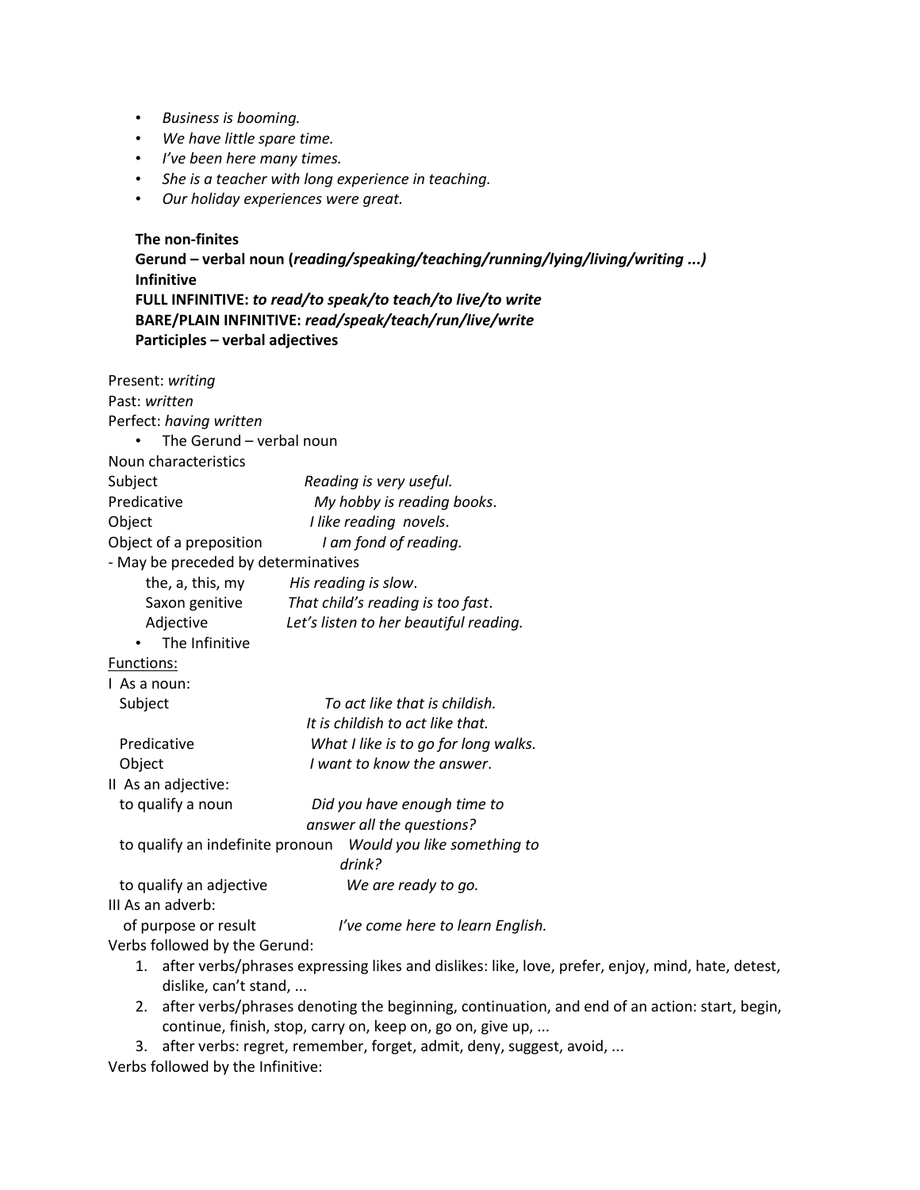- *Business is booming.*
- *We have little spare time.*
- *I've been here many times.*
- *She is a teacher with long experience in teaching.*
- *Our holiday experiences were great.*

**The non-finites**

**Gerund – verbal noun (*reading/speaking/teaching/running/lying/living/writing ...)***

**Infinitive**

**FULL INFINITIVE:** ***to read/to speak/to teach/to live/to write***

**BARE/PLAIN INFINITIVE:** ***read/speak/teach/run/live/write***

**Participles – verbal adjectives**

Present: *writing*
Past: *written*
Perfect: *having written*

- The Gerund – verbal noun

Noun characteristics

| | |
|---|---|
| Subject | *Reading is very useful.* |
| Predicative | *My hobby is reading books*. |
| Object | *I like reading novels*. |
| Object of a preposition | *I am fond of reading.* |

- May be preceded by determinatives

| | |
|---|---|
| the, a, this, my | *His reading is slow*. |
| Saxon genitive | *That child's reading is too fast*. |
| Adjective | *Let's listen to her beautiful reading.* |

- The Infinitive

Functions:

I As a noun:

| | |
|---|---|
| Subject | *To act like that is childish.* <br> *It is childish to act like that.* |
| Predicative | *What I like is to go for long walks.* |
| Object | *I want to know the answer*. |

II As an adjective:

| | |
|---|---|
| to qualify a noun | *Did you have enough time to answer all the questions?* |
| to qualify an indefinite pronoun | *Would you like something to drink?* |
| to qualify an adjective | *We are ready to go.* |

III As an adverb:

| | |
|---|---|
| of purpose or result | *I've come here to learn English.* |

Verbs followed by the Gerund:

1. after verbs/phrases expressing likes and dislikes: like, love, prefer, enjoy, mind, hate, detest, dislike, can't stand, ...
2. after verbs/phrases denoting the beginning, continuation, and end of an action: start, begin, continue, finish, stop, carry on, keep on, go on, give up, ...
3. after verbs: regret, remember, forget, admit, deny, suggest, avoid, ...

Verbs followed by the Infinitive: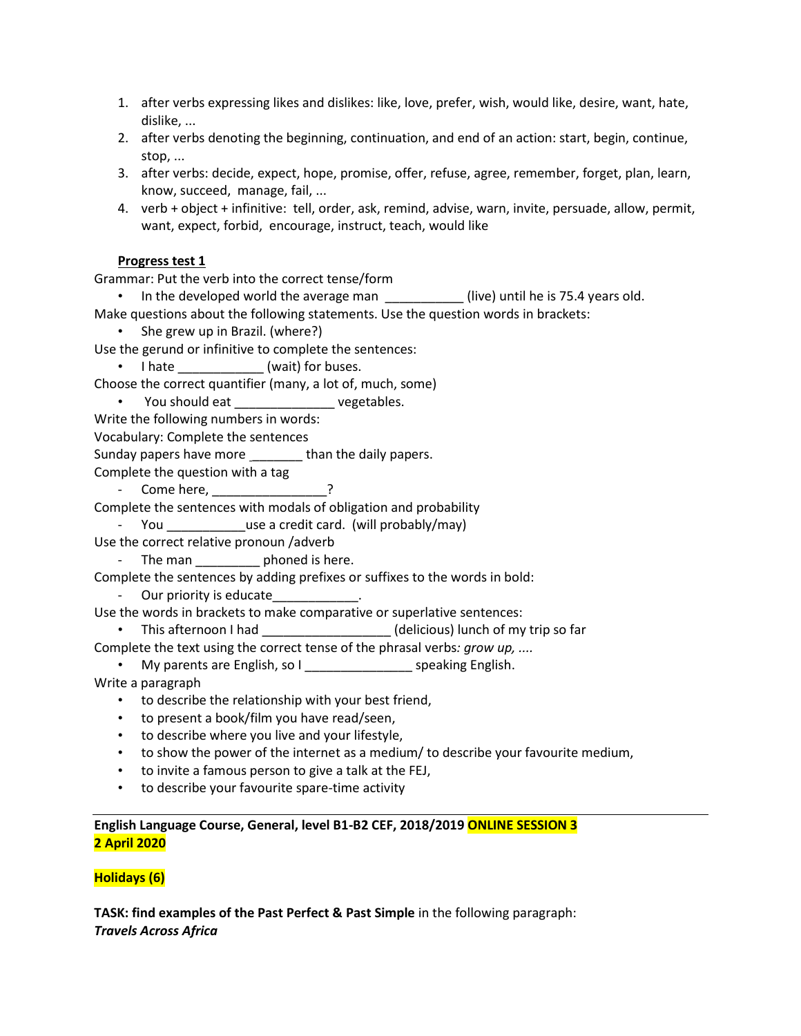1. after verbs expressing likes and dislikes: like, love, prefer, wish, would like, desire, want, hate, dislike, ...
2. after verbs denoting the beginning, continuation, and end of an action: start, begin, continue, stop, ...
3. after verbs: decide, expect, hope, promise, offer, refuse, agree, remember, forget, plan, learn, know, succeed, manage, fail, ...
4. verb + object + infinitive: tell, order, ask, remind, advise, warn, invite, persuade, allow, permit, want, expect, forbid, encourage, instruct, teach, would like

**Progress test 1**

Grammar: Put the verb into the correct tense/form

- In the developed world the average man ___________ (live) until he is 75.4 years old.

Make questions about the following statements. Use the question words in brackets:

- She grew up in Brazil. (where?)

Use the gerund or infinitive to complete the sentences:

- I hate ____________ (wait) for buses.

Choose the correct quantifier (many, a lot of, much, some)

- You should eat ______________ vegetables.

Write the following numbers in words:

Vocabulary: Complete the sentences

Sunday papers have more _______ than the daily papers.

Complete the question with a tag

- Come here, ________________?

Complete the sentences with modals of obligation and probability

- You ___________use a credit card. (will probably/may)

Use the correct relative pronoun /adverb

- The man _________ phoned is here.

Complete the sentences by adding prefixes or suffixes to the words in bold:

- Our priority is educate____________.

Use the words in brackets to make comparative or superlative sentences:

- This afternoon I had __________________ (delicious) lunch of my trip so far

Complete the text using the correct tense of the phrasal verbs*: grow up, ....*

- My parents are English, so I _______________ speaking English.

Write a paragraph

- to describe the relationship with your best friend,
- to present a book/film you have read/seen,
- to describe where you live and your lifestyle,
- to show the power of the internet as a medium/ to describe your favourite medium,
- to invite a famous person to give a talk at the FEJ,
- to describe your favourite spare-time activity

---

**English Language Course, General, level B1-B2 CEF, 2018/2019 ONLINE SESSION 3**
**2 April 2020**

**Holidays (6)**

**TASK: find examples of the Past Perfect & Past Simple** in the following paragraph:
***Travels Across Africa***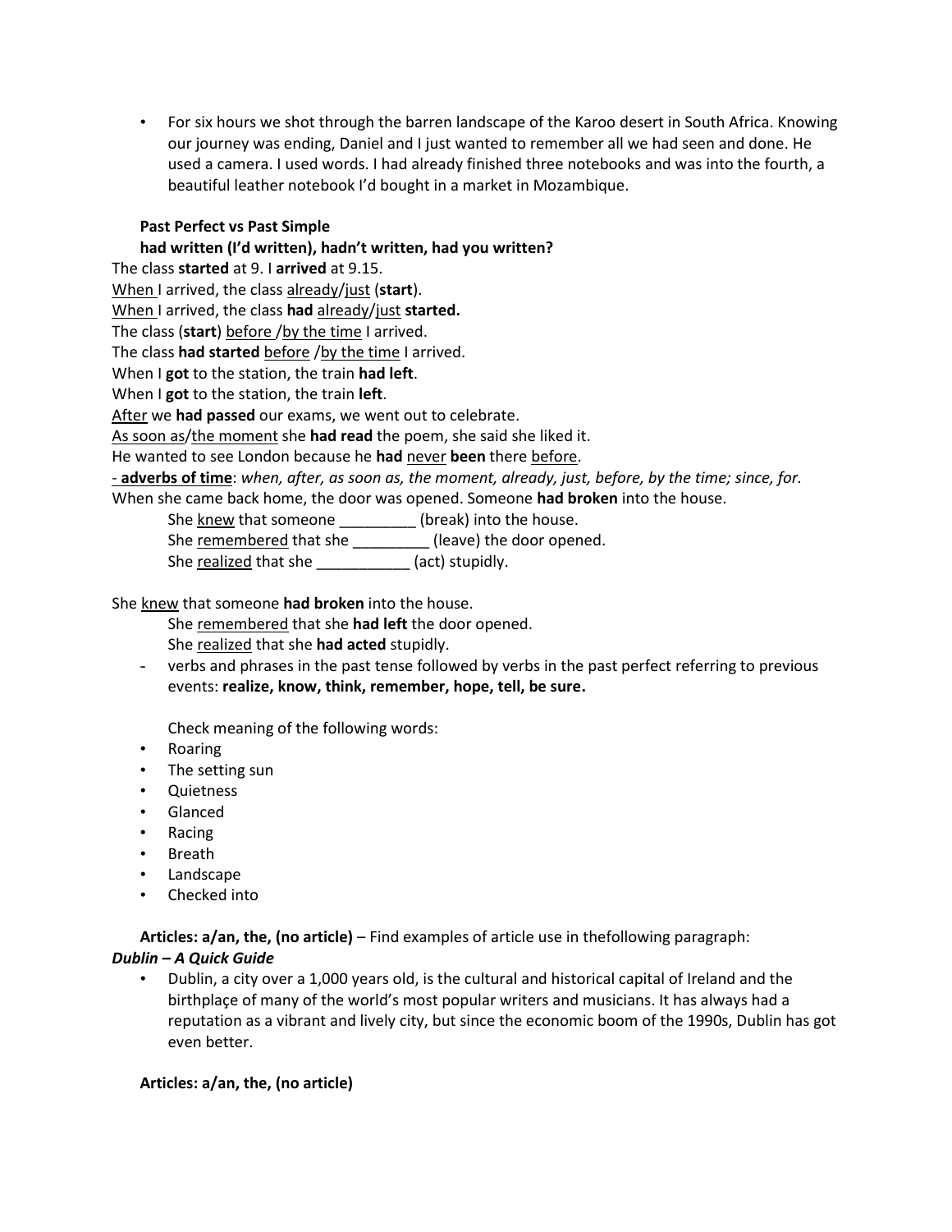- For six hours we shot through the barren landscape of the Karoo desert in South Africa. Knowing our journey was ending, Daniel and I just wanted to remember all we had seen and done. He used a camera. I used words. I had already finished three notebooks and was into the fourth, a beautiful leather notebook I'd bought in a market in Mozambique.

**Past Perfect vs Past Simple**

**had written (I'd written), hadn't written, had you written?**

The class **started** at 9. I **arrived** at 9.15.

<u>When</u> I arrived, the class <u>already</u>/<u>just</u> (**start**).

<u>When</u> I arrived, the class **had** <u>already</u>/<u>just</u> **started.**

The class (**start**) <u>before</u> /<u>by the time</u> I arrived.

The class **had started** <u>before</u> /<u>by the time</u> I arrived.

When I **got** to the station, the train **had left**.

When I **got** to the station, the train **left**.

<u>After</u> we **had passed** our exams, we went out to celebrate.

<u>As soon as</u>/<u>the moment</u> she **had read** the poem, she said she liked it.

He wanted to see London because he **had** <u>never</u> **been** there <u>before</u>.

- **adverbs of time**: *when, after, as soon as, the moment, already, just, before, by the time; since, for.*

When she came back home, the door was opened. Someone **had broken** into the house.

She <u>knew</u> that someone _________ (break) into the house.

She <u>remembered</u> that she _________ (leave) the door opened.

She <u>realized</u> that she ___________ (act) stupidly.

She <u>knew</u> that someone **had broken** into the house.

She <u>remembered</u> that she **had left** the door opened.

She <u>realized</u> that she **had acted** stupidly.

- verbs and phrases in the past tense followed by verbs in the past perfect referring to previous events: **realize, know, think, remember, hope, tell, be sure.**

Check meaning of the following words:

- Roaring
- The setting sun
- Quietness
- Glanced
- Racing
- Breath
- Landscape
- Checked into

**Articles: a/an, the, (no article)** – Find examples of article use in thefollowing paragraph:

***Dublin – A Quick Guide***

- Dublin, a city over a 1,000 years old, is the cultural and historical capital of Ireland and the birthplaçe of many of the world's most popular writers and musicians. It has always had a reputation as a vibrant and lively city, but since the economic boom of the 1990s, Dublin has got even better.

**Articles: a/an, the, (no article)**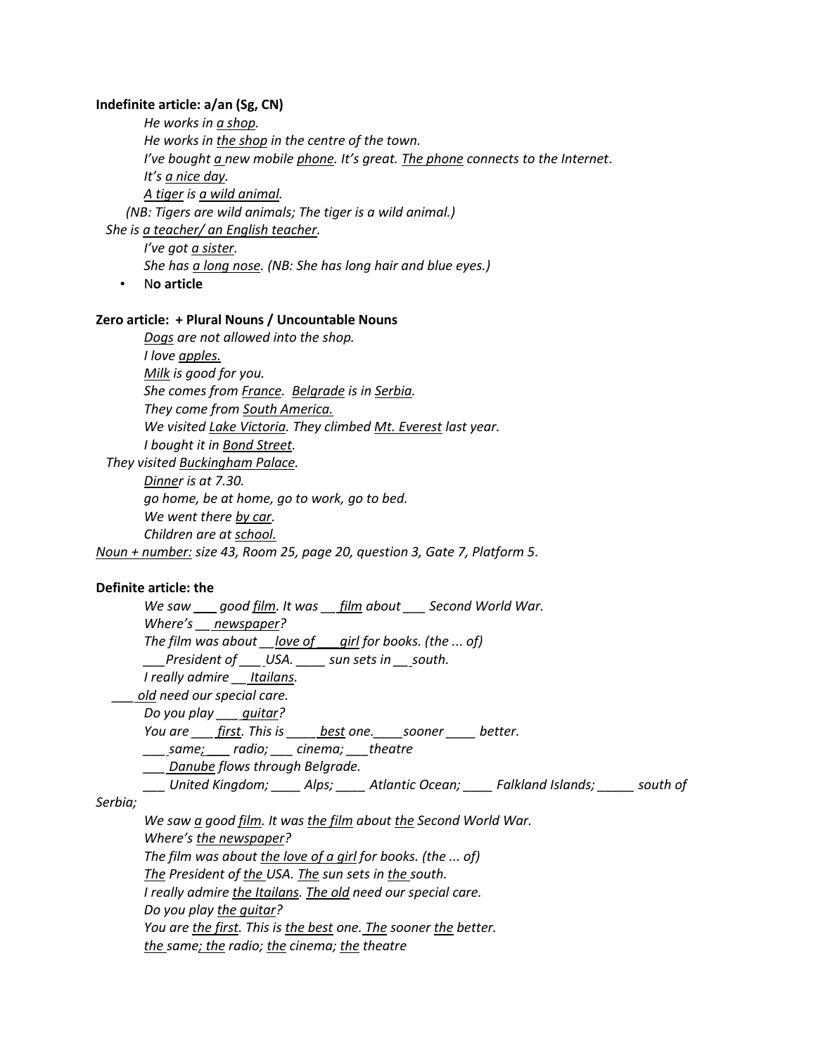**Indefinite article: a/an (Sg, CN)**

*He works in a shop.*
*He works in the shop in the centre of the town.*
*I've bought a new mobile phone. It's great. The phone connects to the Internet.*
*It's a nice day.*
*A tiger is a wild animal.*
*(NB: Tigers are wild animals; The tiger is a wild animal.)*
*She is a teacher/ an English teacher.*
*I've got a sister.*
*She has a long nose. (NB: She has long hair and blue eyes.)*

- **No article**

**Zero article: + Plural Nouns / Uncountable Nouns**

*Dogs are not allowed into the shop.*
*I love apples.*
*Milk is good for you.*
*She comes from France. Belgrade is in Serbia.*
*They come from South America.*
*We visited Lake Victoria. They climbed Mt. Everest last year.*
*I bought it in Bond Street.*
*They visited Buckingham Palace.*
*Dinner is at 7.30.*
*go home, be at home, go to work, go to bed.*
*We went there by car.*
*Children are at school.*
*Noun + number: size 43, Room 25, page 20, question 3, Gate 7, Platform 5.*

**Definite article: the**

*We saw ___ good film. It was __ film about ___ Second World War.*
*Where's __ newspaper?*
*The film was about __ love of ___ girl for books. (the ... of)*
*___ President of ___ USA. ____ sun sets in __ south.*
*I really admire __ Itailans.*
*___ old need our special care.*
*Do you play ___ guitar?*
*You are ___ first. This is ____ best one. ____ sooner ____ better.*
*___ same; ___ radio; ___ cinema; ___ theatre*
*___ Danube flows through Belgrade.*
*___ United Kingdom; ____ Alps; ____ Atlantic Ocean; ____ Falkland Islands; _____ south of Serbia;*
*We saw a good film. It was the film about the Second World War.*
*Where's the newspaper?*
*The film was about the love of a girl for books. (the ... of)*
*The President of the USA. The sun sets in the south.*
*I really admire the Itailans. The old need our special care.*
*Do you play the guitar?*
*You are the first. This is the best one. The sooner the better.*
*the same; the radio; the cinema; the theatre*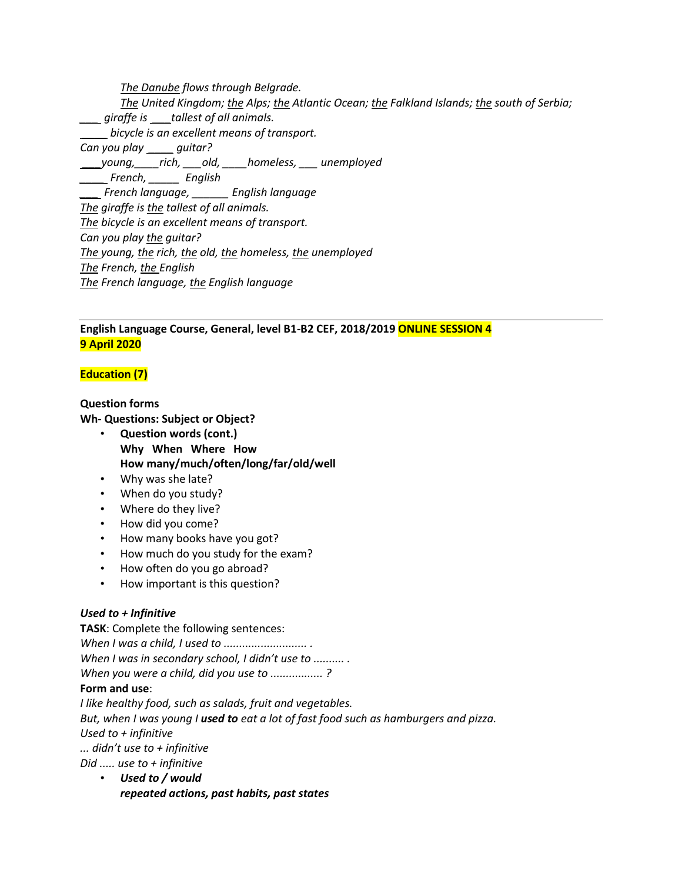*The Danube flows through Belgrade.*

*The United Kingdom; the Alps; the Atlantic Ocean; the Falkland Islands; the south of Serbia;*

*____ giraffe is ____tallest of all animals.*

*_____ bicycle is an excellent means of transport.*

*Can you play _____ guitar?*

*____young,____rich, ___old, ____homeless, ___ unemployed*

*_____ French, _____ English*

*____ French language, ______ English language*

*The giraffe is the tallest of all animals.*

*The bicycle is an excellent means of transport.*

*Can you play the guitar?*

*The young, the rich, the old, the homeless, the unemployed*

*The French, the English*

*The French language, the English language*

---

**English Language Course, General, level B1-B2 CEF, 2018/2019 ONLINE SESSION 4**
**9 April 2020**

**Education (7)**

**Question forms**

**Wh- Questions: Subject or Object?**

- **Question words (cont.)**
  **Why When Where How**
  **How many/much/often/long/far/old/well**
- Why was she late?
- When do you study?
- Where do they live?
- How did you come?
- How many books have you got?
- How much do you study for the exam?
- How often do you go abroad?
- How important is this question?

***Used to + Infinitive***

**TASK**: Complete the following sentences:

*When I was a child, I used to .......................... .*

*When I was in secondary school, I didn't use to .......... .*

*When you were a child, did you use to ................ ?*

**Form and use**:

*I like healthy food, such as salads, fruit and vegetables.*

*But, when I was young I **used to** eat a lot of fast food such as hamburgers and pizza.*

*Used to + infinitive*

*... didn't use to + infinitive*

*Did ..... use to + infinitive*

- ***Used to / would***
  ***repeated actions, past habits, past states***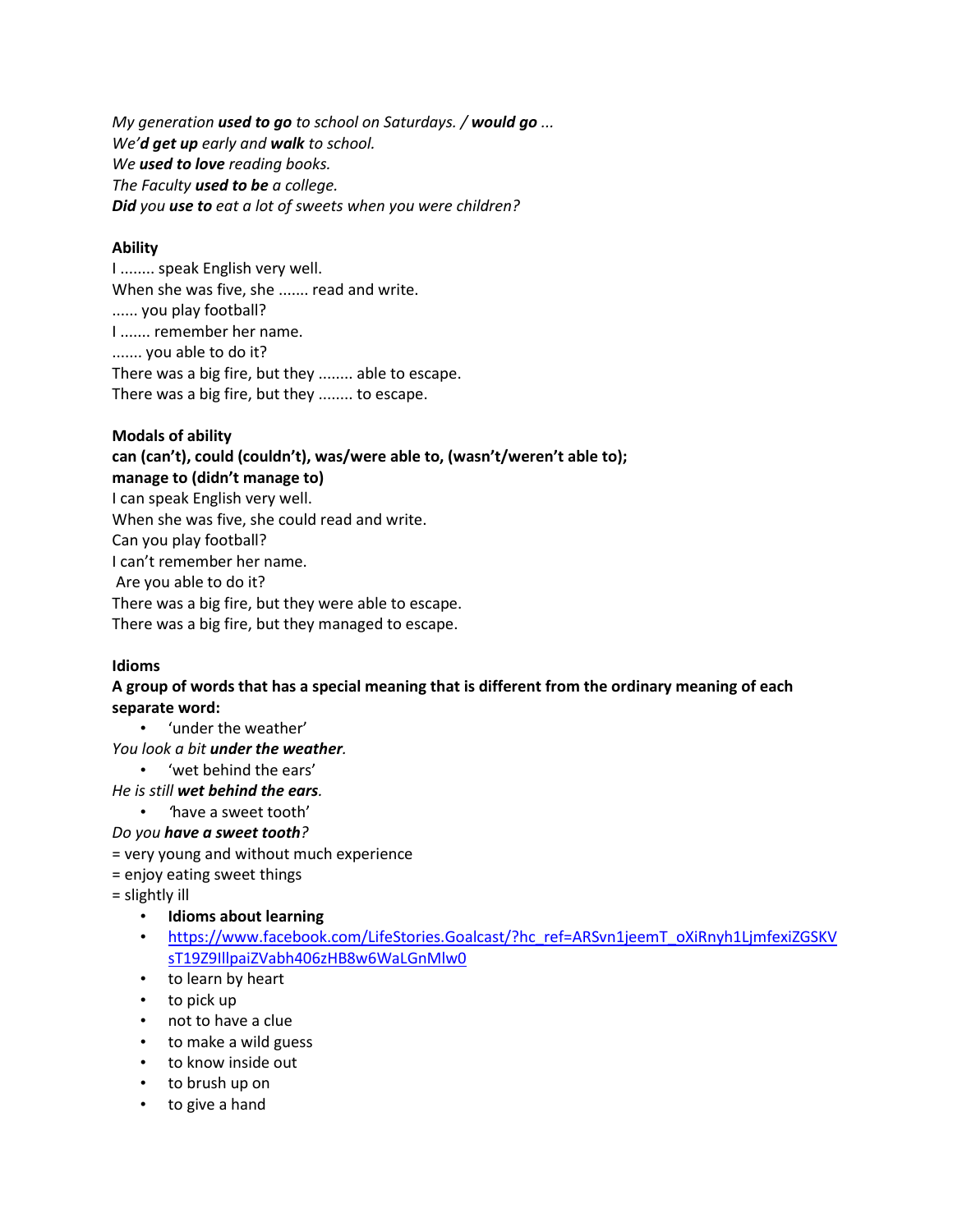*My generation **used to go** to school on Saturdays. / **would go** ...*
*We'**d get up** early and **walk** to school.*
*We **used to love** reading books.*
*The Faculty **used to be** a college.*
***Did** you **use to** eat a lot of sweets when you were children?*

**Ability**

I ........ speak English very well.
When she was five, she ....... read and write.
...... you play football?
I ....... remember her name.
....... you able to do it?
There was a big fire, but they ........ able to escape.
There was a big fire, but they ........ to escape.

**Modals of ability**

**can (can't), could (couldn't), was/were able to, (wasn't/weren't able to);**
**manage to (didn't manage to)**

I can speak English very well.
When she was five, she could read and write.
Can you play football?
I can't remember her name.
Are you able to do it?
There was a big fire, but they were able to escape.
There was a big fire, but they managed to escape.

**Idioms**

**A group of words that has a special meaning that is different from the ordinary meaning of each separate word:**

- 'under the weather'

*You look a bit **under the weather**.*

- 'wet behind the ears'

*He is still **wet behind the ears**.*

- 'have a sweet tooth'

*Do you **have a sweet tooth**?*

= very young and without much experience
= enjoy eating sweet things
= slightly ill

- **Idioms about learning**
- https://www.facebook.com/LifeStories.Goalcast/?hc_ref=ARSvn1jeemT_oXiRnyh1LjmfexiZGSKVsT19Z9IllpaiZVabh406zHB8w6WaLGnMlw0
- to learn by heart
- to pick up
- not to have a clue
- to make a wild guess
- to know inside out
- to brush up on
- to give a hand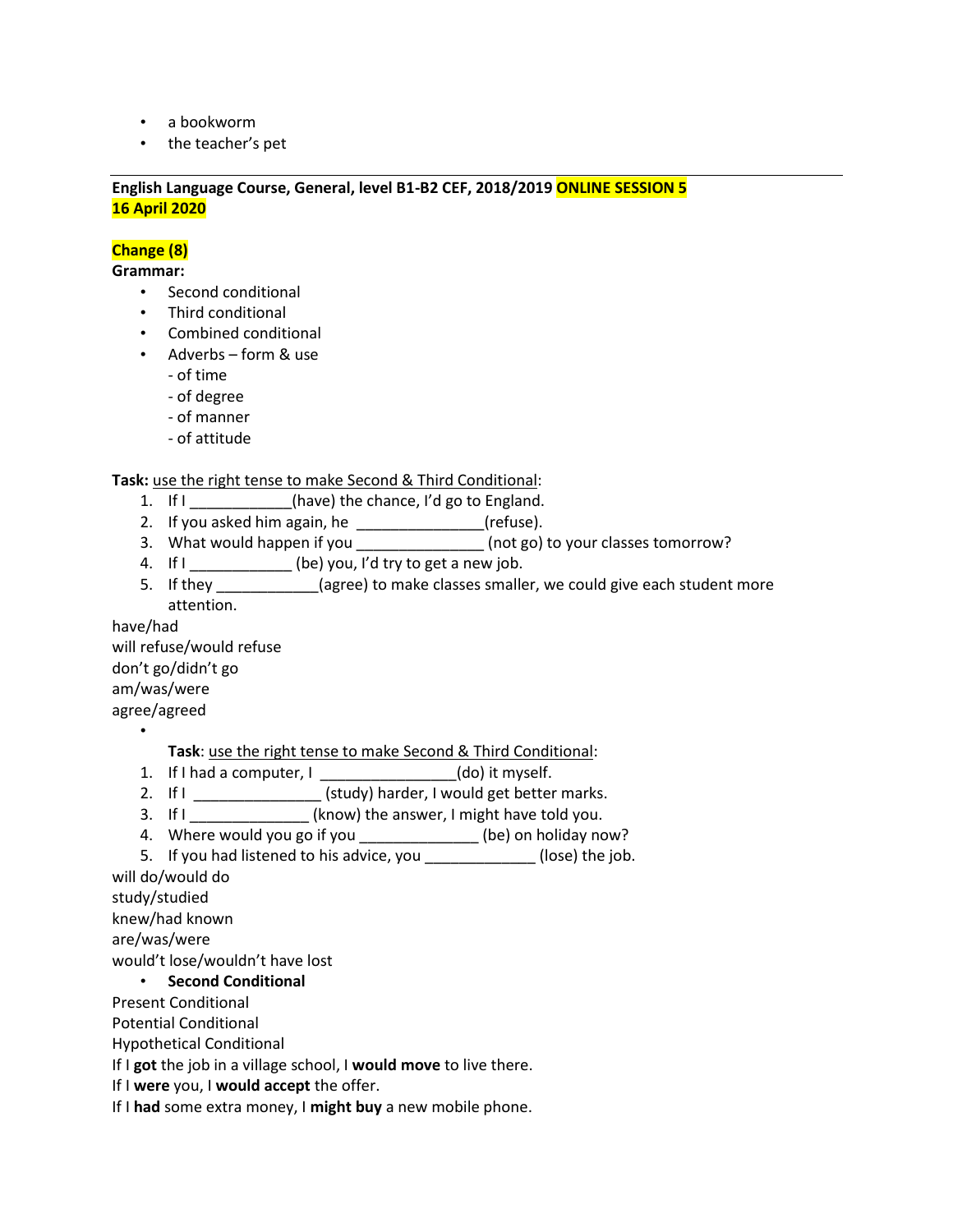- a bookworm
- the teacher's pet

---

**English Language Course, General, level B1-B2 CEF, 2018/2019 ONLINE SESSION 5**
**16 April 2020**

**Change (8)**
**Grammar:**

- Second conditional
- Third conditional
- Combined conditional
- Adverbs – form & use
  - of time
  - of degree
  - of manner
  - of attitude

**Task:** use the right tense to make Second & Third Conditional:

1. If I ____________(have) the chance, I'd go to England.
2. If you asked him again, he _______________(refuse).
3. What would happen if you _______________ (not go) to your classes tomorrow?
4. If I ____________ (be) you, I'd try to get a new job.
5. If they ____________(agree) to make classes smaller, we could give each student more attention.

have/had
will refuse/would refuse
don't go/didn't go
am/was/were
agree/agreed

- **Task**: use the right tense to make Second & Third Conditional:

1. If I had a computer, I ________________(do) it myself.
2. If I _______________ (study) harder, I would get better marks.
3. If I ______________ (know) the answer, I might have told you.
4. Where would you go if you ______________ (be) on holiday now?
5. If you had listened to his advice, you _____________ (lose) the job.

will do/would do
study/studied
knew/had known
are/was/were
would't lose/wouldn't have lost

- **Second Conditional**

Present Conditional
Potential Conditional
Hypothetical Conditional
If I **got** the job in a village school, I **would move** to live there.
If I **were** you, I **would accept** the offer.
If I **had** some extra money, I **might buy** a new mobile phone.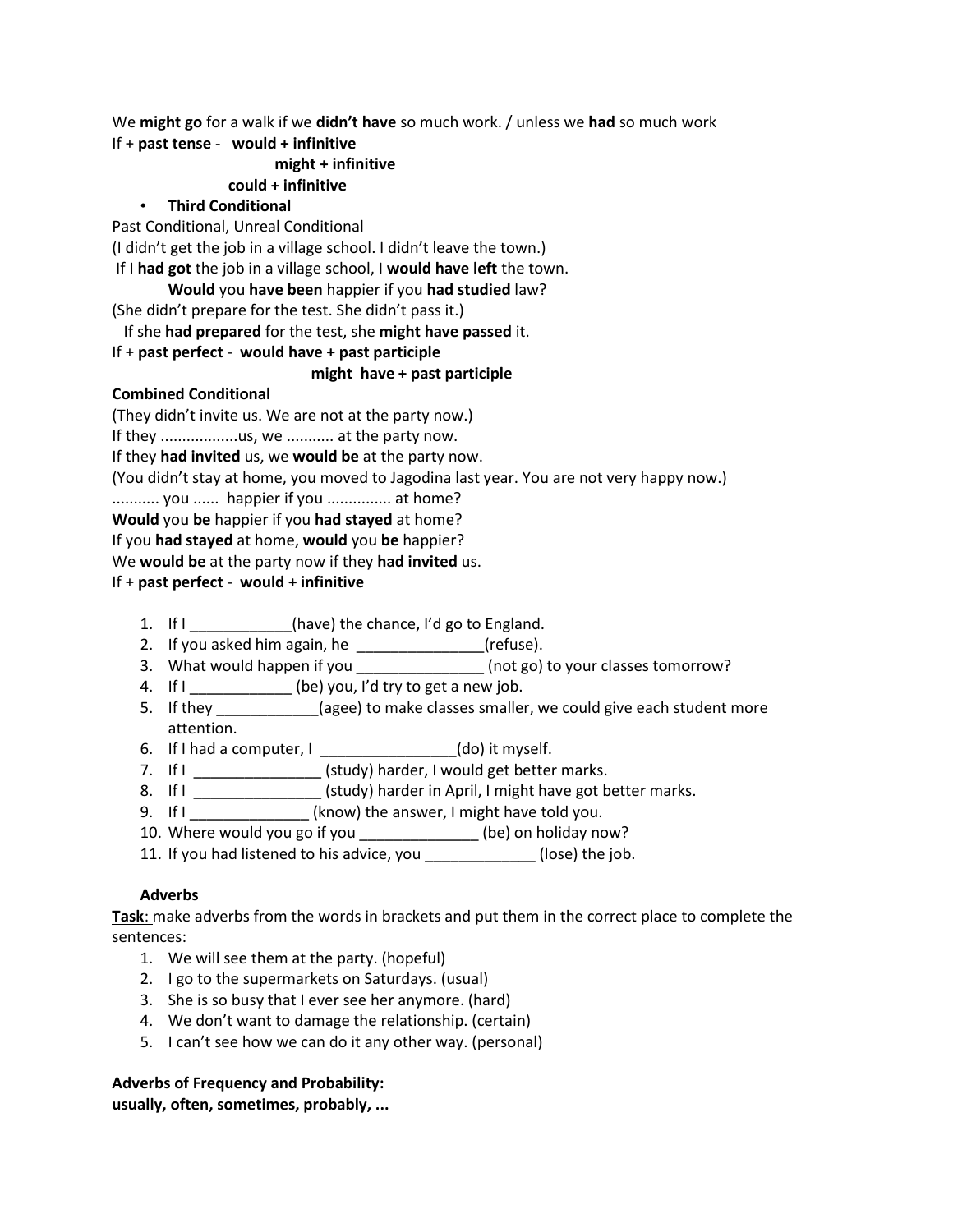We **might go** for a walk if we **didn't have** so much work. / unless we **had** so much work

If + **past tense** - **would + infinitive**

**might + infinitive**

**could + infinitive**

- **Third Conditional**

Past Conditional, Unreal Conditional

(I didn't get the job in a village school. I didn't leave the town.)

If I **had got** the job in a village school, I **would have left** the town.

**Would** you **have been** happier if you **had studied** law?

(She didn't prepare for the test. She didn't pass it.)

If she **had prepared** for the test, she **might have passed** it.

If + **past perfect** - **would have + past participle**

**might have + past participle**

**Combined Conditional**

(They didn't invite us. We are not at the party now.)

If they ..................us, we ........... at the party now.

If they **had invited** us, we **would be** at the party now.

(You didn't stay at home, you moved to Jagodina last year. You are not very happy now.)

........... you ...... happier if you .............. at home?

**Would** you **be** happier if you **had stayed** at home?

If you **had stayed** at home, **would** you **be** happier?

We **would be** at the party now if they **had invited** us.

If + **past perfect** - **would + infinitive**

1. If I ____________(have) the chance, I'd go to England.
2. If you asked him again, he _______________(refuse).
3. What would happen if you _______________ (not go) to your classes tomorrow?
4. If I ____________ (be) you, I'd try to get a new job.
5. If they ____________(agee) to make classes smaller, we could give each student more attention.
6. If I had a computer, I ________________(do) it myself.
7. If I _______________ (study) harder, I would get better marks.
8. If I _______________ (study) harder in April, I might have got better marks.
9. If I ______________ (know) the answer, I might have told you.
10. Where would you go if you ______________ (be) on holiday now?
11. If you had listened to his advice, you _____________ (lose) the job.

**Adverbs**

<u>**Task**</u>: make adverbs from the words in brackets and put them in the correct place to complete the sentences:

1. We will see them at the party. (hopeful)
2. I go to the supermarkets on Saturdays. (usual)
3. She is so busy that I ever see her anymore. (hard)
4. We don't want to damage the relationship. (certain)
5. I can't see how we can do it any other way. (personal)

**Adverbs of Frequency and Probability:**
**usually, often, sometimes, probably, ...**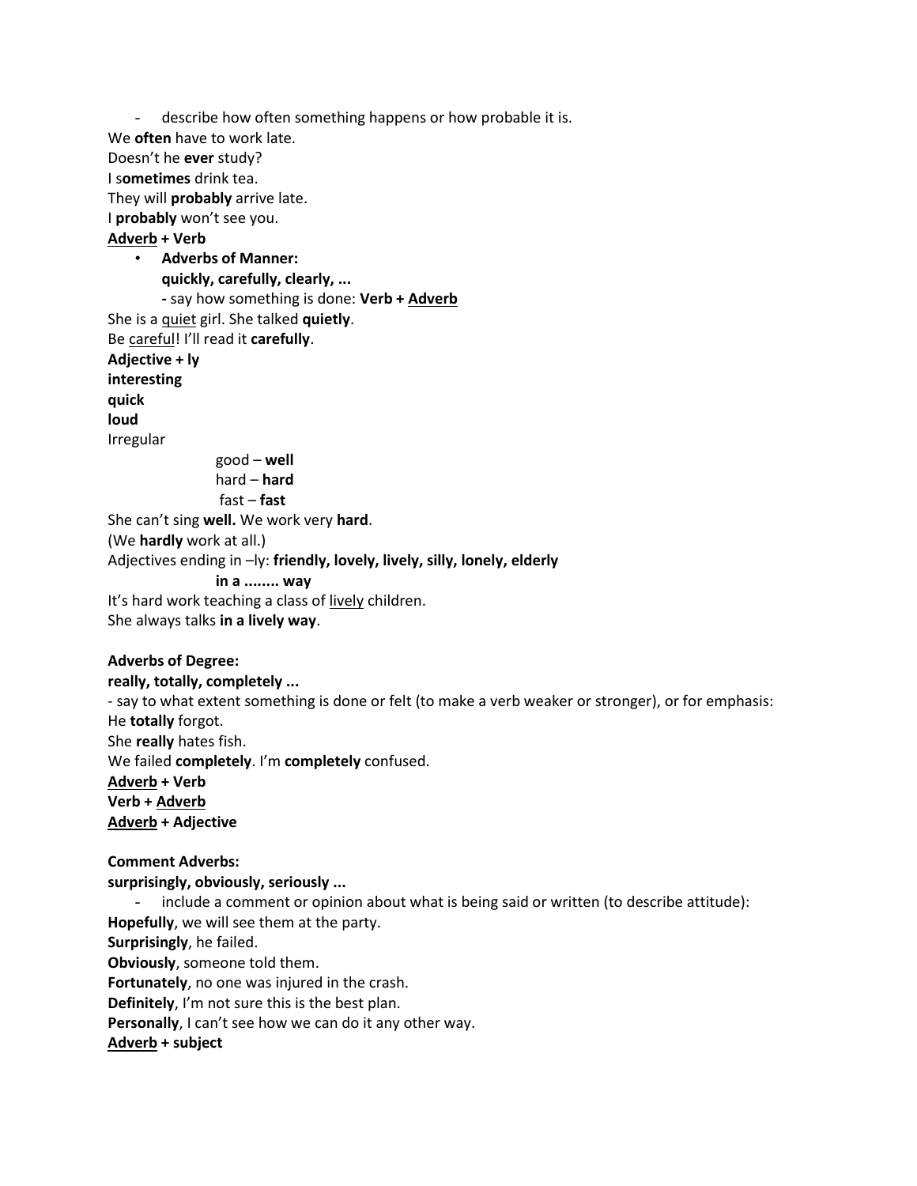- describe how often something happens or how probable it is.

We **often** have to work late.
Doesn't he **ever** study?
I s**ometimes** drink tea.
They will **probably** arrive late.
I **probably** won't see you.
**<u>Adverb</u> + Verb**

- **Adverbs of Manner:**
  **quickly, carefully, clearly, ...**
  **-** say how something is done: **Verb + <u>Adverb</u>**

She is a <u>quiet</u> girl. She talked **quietly**.
Be <u>careful</u>! I'll read it **carefully**.
**Adjective + ly**
**interesting**
**quick**
**loud**
Irregular

good – **well**
hard – **hard**
fast – **fast**

She can't sing **well.** We work very **hard**.
(We **hardly** work at all.)
Adjectives ending in –ly: **friendly, lovely, lively, silly, lonely, elderly**

**in a ........ way**

It's hard work teaching a class of <u>lively</u> children.
She always talks **in a lively way**.

**Adverbs of Degree:**
**really, totally, completely ...**
- say to what extent something is done or felt (to make a verb weaker or stronger), or for emphasis:

He **totally** forgot.
She **really** hates fish.
We failed **completely**. I'm **completely** confused.
**<u>Adverb</u> + Verb**
**Verb + <u>Adverb</u>**
**<u>Adverb</u> + Adjective**

**Comment Adverbs:**
**surprisingly, obviously, seriously ...**

- include a comment or opinion about what is being said or written (to describe attitude):

**Hopefully**, we will see them at the party.
**Surprisingly**, he failed.
**Obviously**, someone told them.
**Fortunately**, no one was injured in the crash.
**Definitely**, I'm not sure this is the best plan.
**Personally**, I can't see how we can do it any other way.
**<u>Adverb</u> + subject**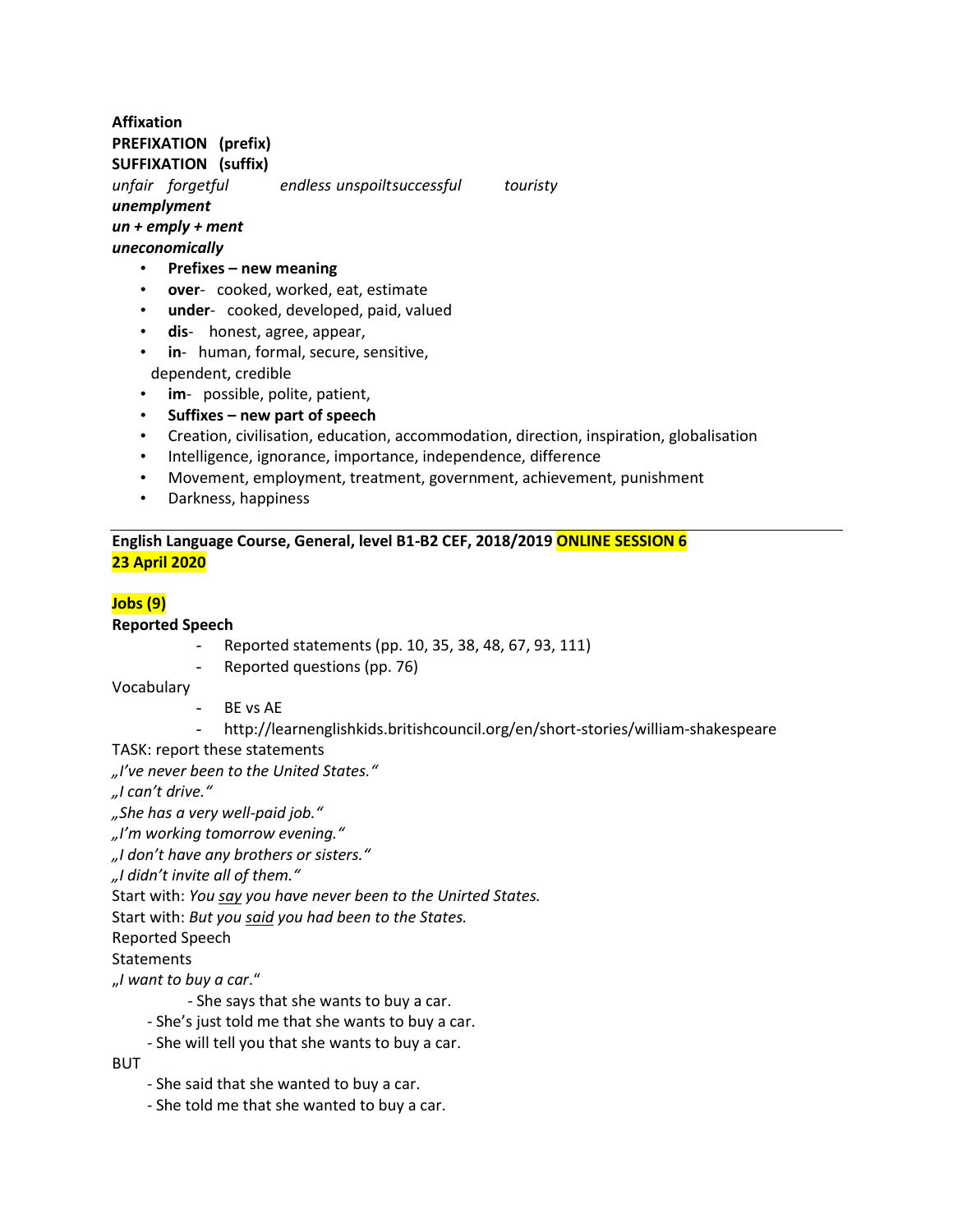**Affixation**
**PREFIXATION (prefix)**
**SUFFIXATION (suffix)**
*unfair forgetful endless unspoiltsuccessful touristy*
***unemplyment***
***un + emply + ment***
***uneconomically***

- **Prefixes – new meaning**
- **over**- cooked, worked, eat, estimate
- **under**- cooked, developed, paid, valued
- **dis**- honest, agree, appear,
- **in**- human, formal, secure, sensitive,
  dependent, credible
- **im**- possible, polite, patient,
- **Suffixes – new part of speech**
- Creation, civilisation, education, accommodation, direction, inspiration, globalisation
- Intelligence, ignorance, importance, independence, difference
- Movement, employment, treatment, government, achievement, punishment
- Darkness, happiness

---

**English Language Course, General, level B1-B2 CEF, 2018/2019 ONLINE SESSION 6**
**23 April 2020**

**Jobs (9)**
**Reported Speech**

- Reported statements (pp. 10, 35, 38, 48, 67, 93, 111)
- Reported questions (pp. 76)

Vocabulary

- BE vs AE
- http://learnenglishkids.britishcouncil.org/en/short-stories/william-shakespeare

TASK: report these statements
*„I've never been to the United States."*
*„I can't drive."*
*„She has a very well-paid job."*
*„I'm working tomorrow evening."*
*„I don't have any brothers or sisters."*
*„I didn't invite all of them."*
Start with: *You <u>say</u> you have never been to the Unirted States.*
Start with: *But you <u>said</u> you had been to the States.*
Reported Speech
Statements
*„I want to buy a car*."

- She says that she wants to buy a car.
- She's just told me that she wants to buy a car.
- She will tell you that she wants to buy a car.

BUT

- She said that she wanted to buy a car.
- She told me that she wanted to buy a car.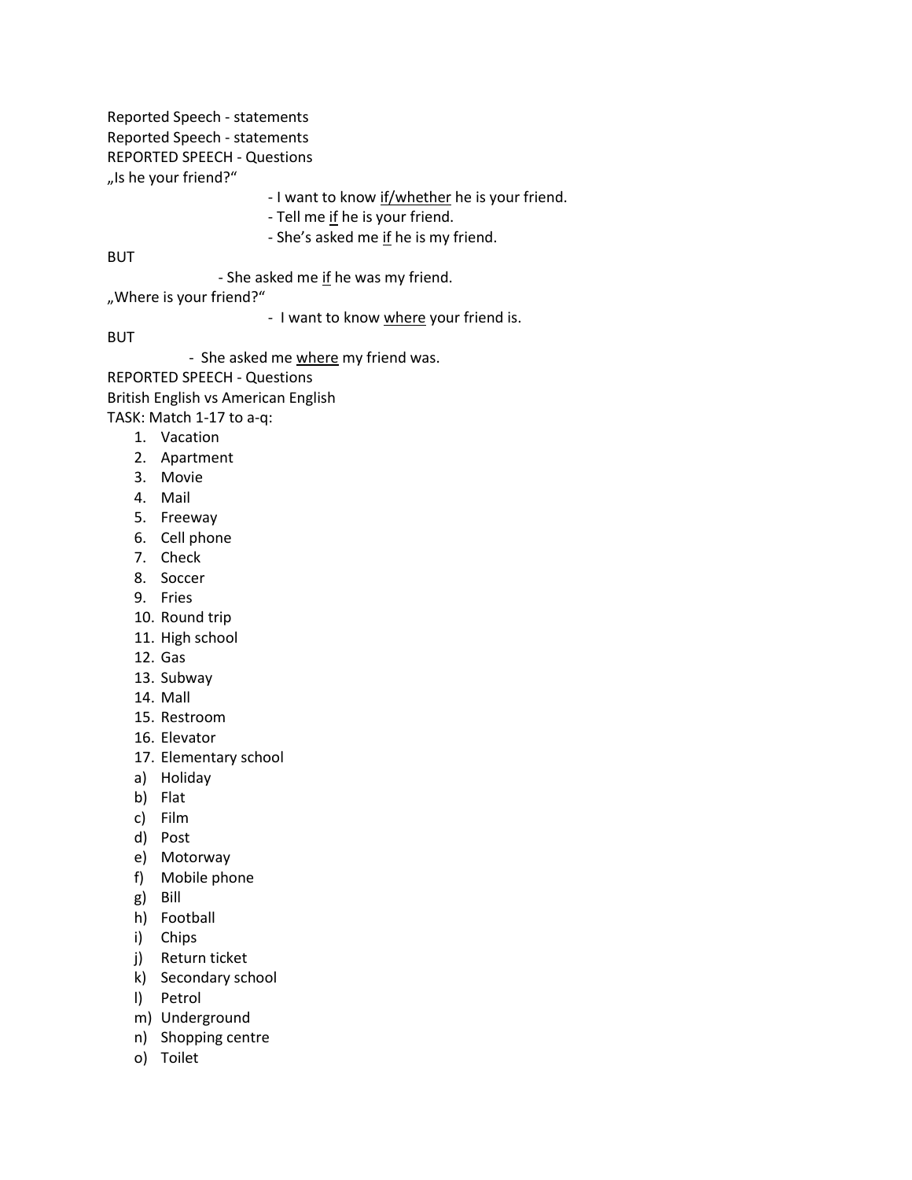Reported Speech - statements

Reported Speech - statements

REPORTED SPEECH - Questions

„Is he your friend?"

- I want to know <u>if/whether</u> he is your friend.
- Tell me <u>if</u> he is your friend.
- She's asked me <u>if</u> he is my friend.

BUT

- She asked me <u>if</u> he was my friend.

„Where is your friend?"

- I want to know <u>where</u> your friend is.

BUT

- She asked me <u>where</u> my friend was.

REPORTED SPEECH - Questions

British English vs American English

TASK: Match 1-17 to a-q:

1. Vacation
2. Apartment
3. Movie
4. Mail
5. Freeway
6. Cell phone
7. Check
8. Soccer
9. Fries
10. Round trip
11. High school
12. Gas
13. Subway
14. Mall
15. Restroom
16. Elevator
17. Elementary school

a) Holiday
b) Flat
c) Film
d) Post
e) Motorway
f) Mobile phone
g) Bill
h) Football
i) Chips
j) Return ticket
k) Secondary school
l) Petrol
m) Underground
n) Shopping centre
o) Toilet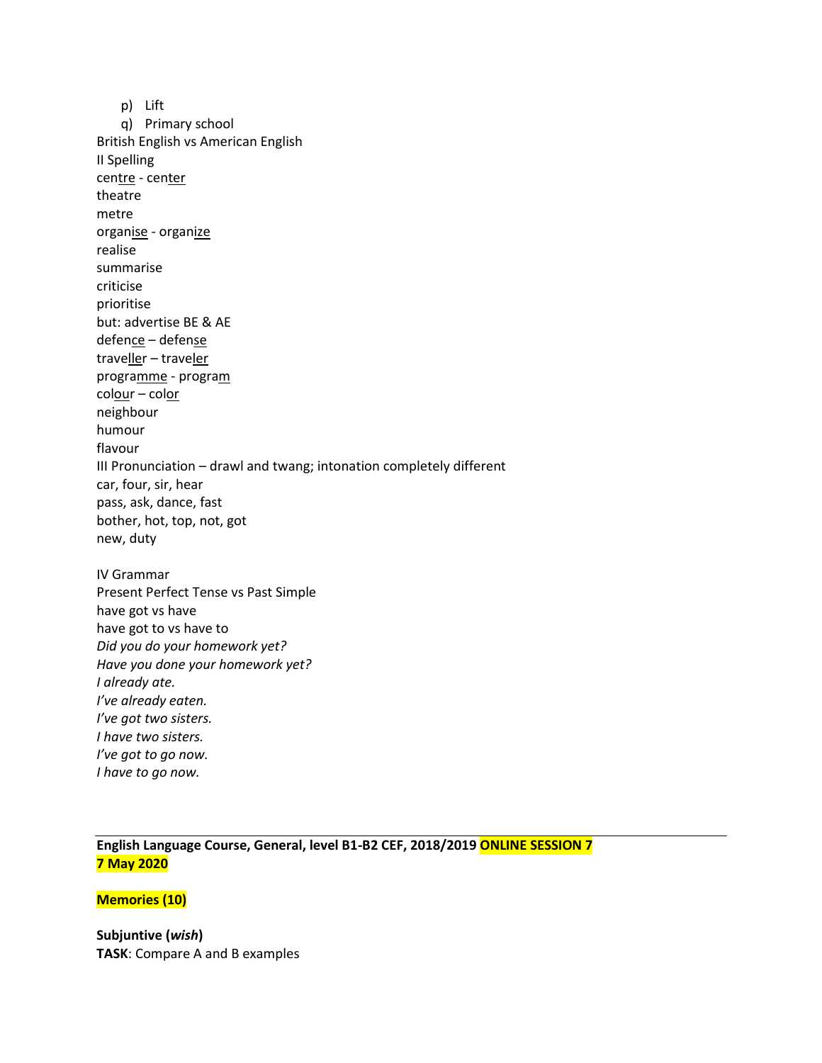p) Lift
q) Primary school

British English vs American English

II Spelling

cen<u>tre</u> - cen<u>ter</u>
theatre
metre
organ<u>ise</u> - organ<u>ize</u>
realise
summarise
criticise
prioritise
but: advertise BE & AE
defen<u>ce</u> – defen<u>se</u>
travel<u>ler</u> – travel<u>er</u>
program<u>me</u> - progra<u>m</u>
col<u>our</u> – col<u>or</u>
neighbour
humour
flavour

III Pronunciation – drawl and twang; intonation completely different
car, four, sir, hear
pass, ask, dance, fast
bother, hot, top, not, got
new, duty

IV Grammar
Present Perfect Tense vs Past Simple
have got vs have
have got to vs have to
*Did you do your homework yet?*
*Have you done your homework yet?*
*I already ate.*
*I've already eaten.*
*I've got two sisters.*
*I have two sisters.*
*I've got to go now.*
*I have to go now.*

---

**English Language Course, General, level B1-B2 CEF, 2018/2019 ONLINE SESSION 7**
**7 May 2020**

**Memories (10)**

**Subjuntive (*wish*)**
**TASK**: Compare A and B examples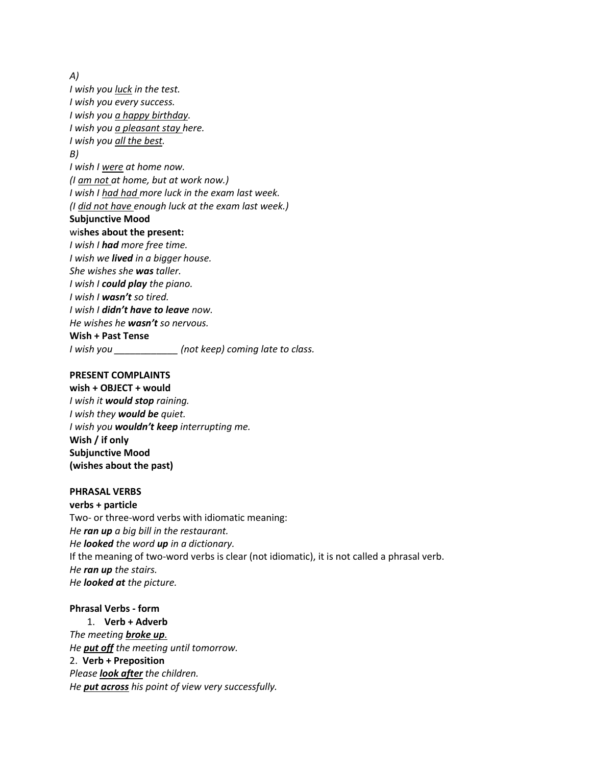*A)*

*I wish you <u>luck</u> in the test.*
*I wish you every success.*
*I wish you <u>a happy birthday</u>.*
*I wish you <u>a pleasant stay</u> here.*
*I wish you <u>all the best</u>.*

*B)*

*I wish I <u>were</u> at home now.*
*(I <u>am not</u> at home, but at work now.)*
*I wish I <u>had had</u> more luck in the exam last week.*
*(I <u>did not have</u> enough luck at the exam last week.)*

**Subjunctive Mood**

wi**shes about the present:**

*I wish I **had** more free time.*
*I wish we **lived** in a bigger house.*
*She wishes she **was** taller.*
*I wish I **could play** the piano.*
*I wish I **wasn't** so tired.*
*I wish I **didn't have to leave** now.*
*He wishes he **wasn't** so nervous.*

**Wish + Past Tense**

*I wish you ____________ (not keep) coming late to class.*

**PRESENT COMPLAINTS**

**wish + OBJECT + would**

*I wish it **would stop** raining.*
*I wish they **would be** quiet.*
*I wish you **wouldn't keep** interrupting me.*

**Wish / if only**

**Subjunctive Mood**

**(wishes about the past)**

**PHRASAL VERBS**

**verbs + particle**

Two- or three-word verbs with idiomatic meaning:

*He **ran up** a big bill in the restaurant.*
*He **looked** the word **up** in a dictionary.*

If the meaning of two-word verbs is clear (not idiomatic), it is not called a phrasal verb.

*He **ran up** the stairs.*
*He **looked at** the picture.*

**Phrasal Verbs - form**

1. **Verb + Adverb**

*The meeting <u>**broke up**</u>.*
*He <u>**put off**</u> the meeting until tomorrow.*

2. **Verb + Preposition**

*Please <u>**look after**</u> the children.*
*He <u>**put across**</u> his point of view very successfully.*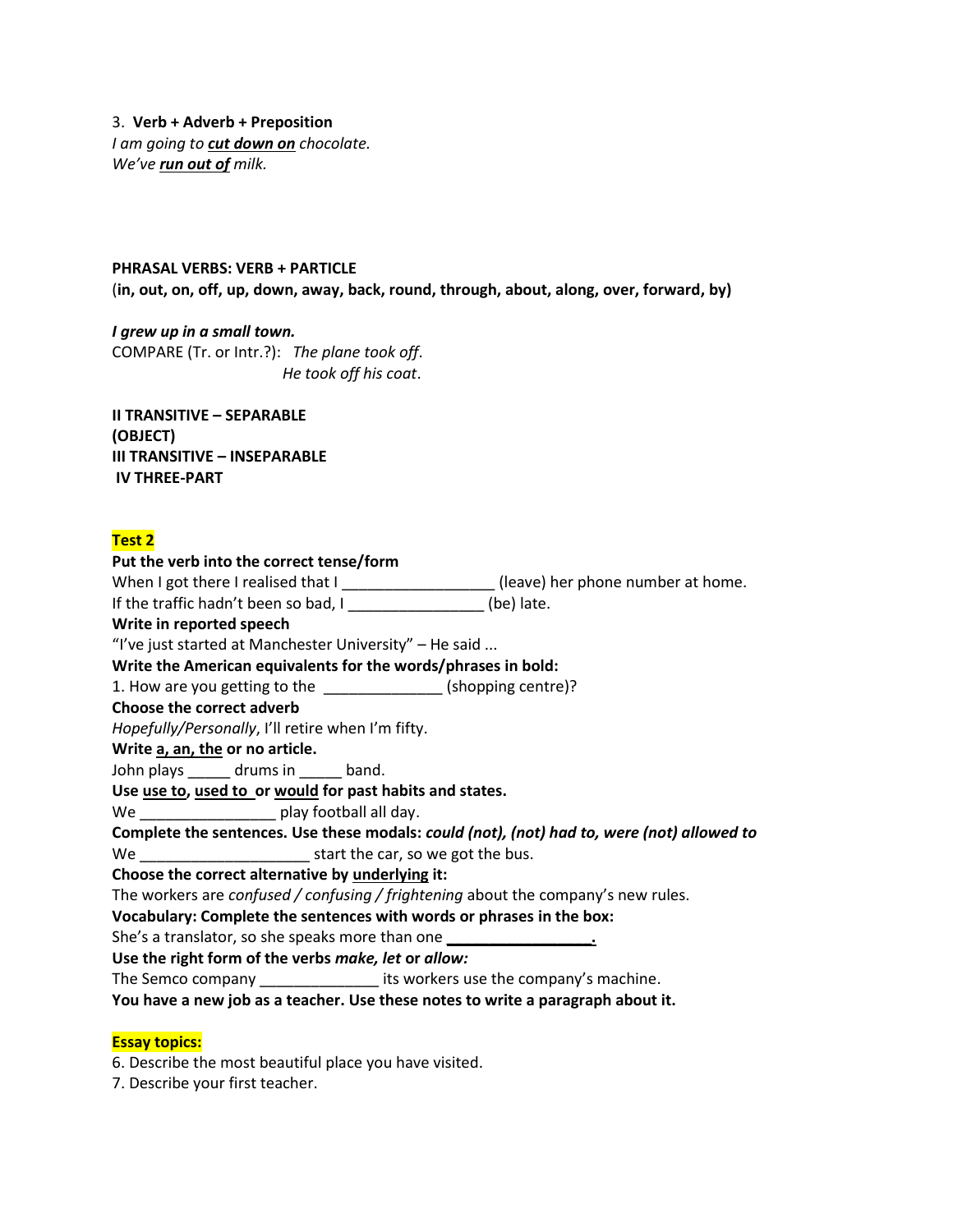3. **Verb + Adverb + Preposition**
*I am going to **cut down on** chocolate.*
*We've **run out of** milk.*

**PHRASAL VERBS: VERB + PARTICLE**
(**in, out, on, off, up, down, away, back, round, through, about, along, over, forward, by)**

***I grew up in a small town.***
COMPARE (Tr. or Intr.?): *The plane took off*.
*He took off his coat*.

**II TRANSITIVE – SEPARABLE**
**(OBJECT)**
**III TRANSITIVE – INSEPARABLE**
**IV THREE-PART**

**Test 2**

**Put the verb into the correct tense/form**
When I got there I realised that I __________________ (leave) her phone number at home.
If the traffic hadn't been so bad, I ________________ (be) late.
**Write in reported speech**
"I've just started at Manchester University" – He said ...
**Write the American equivalents for the words/phrases in bold:**
1. How are you getting to the ______________ (shopping centre)?
**Choose the correct adverb**
*Hopefully/Personally*, I'll retire when I'm fifty.
**Write a, an, the or no article.**
John plays _____ drums in _____ band.
**Use use to, used to or would for past habits and states.**
We ________________ play football all day.
**Complete the sentences. Use these modals: *could (not), (not) had to, were (not) allowed to***
We ____________________ start the car, so we got the bus.
**Choose the correct alternative by underlying it:**
The workers are *confused / confusing / frightening* about the company's new rules.
**Vocabulary: Complete the sentences with words or phrases in the box:**
She's a translator, so she speaks more than one **_________________.**
**Use the right form of the verbs *make, let* or *allow:***
The Semco company ______________ its workers use the company's machine.
**You have a new job as a teacher. Use these notes to write a paragraph about it.**

**Essay topics:**

6. Describe the most beautiful place you have visited.
7. Describe your first teacher.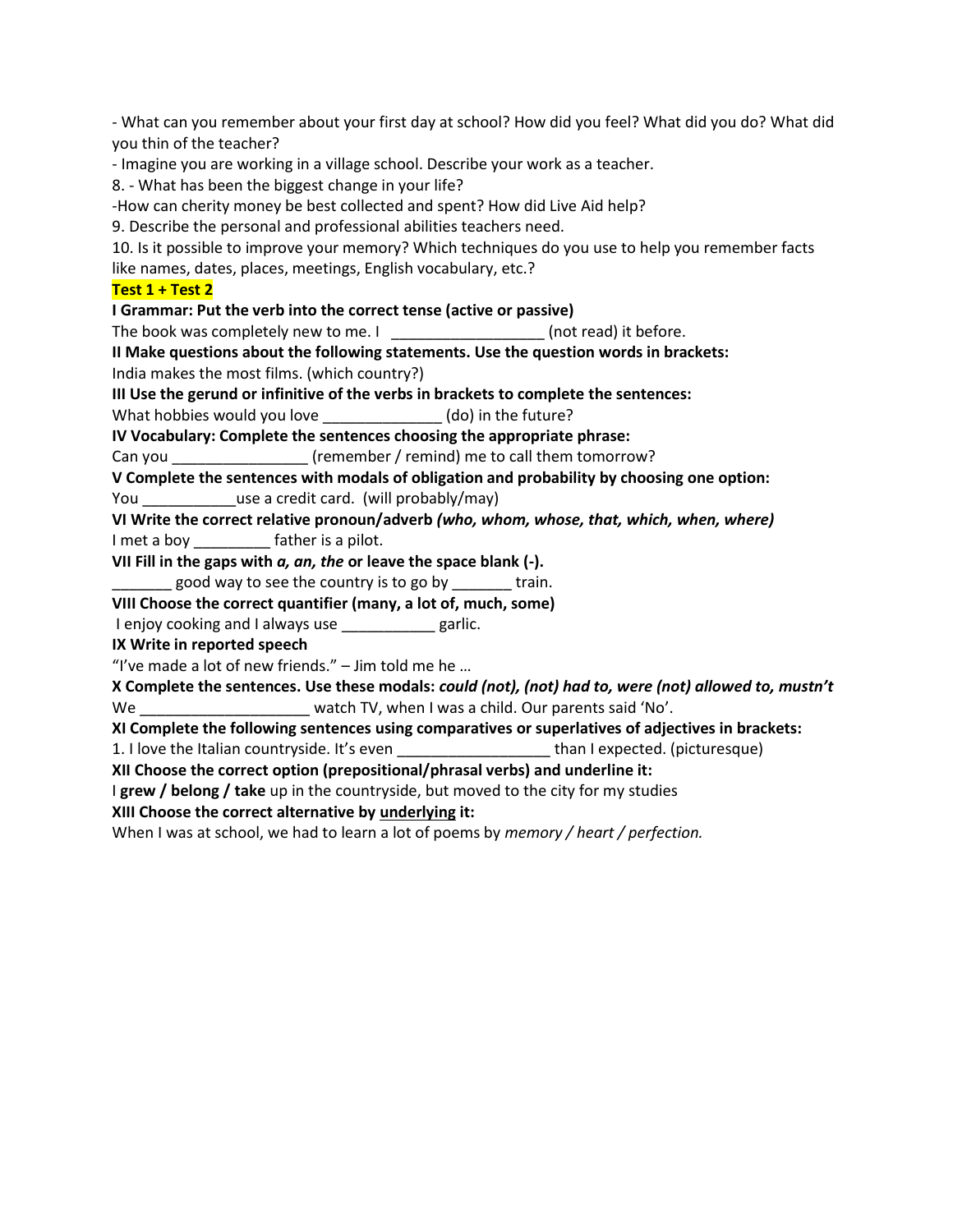- What can you remember about your first day at school? How did you feel? What did you do? What did you thin of the teacher?

- Imagine you are working in a village school. Describe your work as a teacher.

8. - What has been the biggest change in your life?

-How can cherity money be best collected and spent? How did Live Aid help?

9. Describe the personal and professional abilities teachers need.

10. Is it possible to improve your memory? Which techniques do you use to help you remember facts like names, dates, places, meetings, English vocabulary, etc.?

**Test 1 + Test 2**

**I Grammar: Put the verb into the correct tense (active or passive)**

The book was completely new to me. I __________________ (not read) it before.

**II Make questions about the following statements. Use the question words in brackets:**

India makes the most films. (which country?)

**III Use the gerund or infinitive of the verbs in brackets to complete the sentences:**

What hobbies would you love ______________ (do) in the future?

**IV Vocabulary: Complete the sentences choosing the appropriate phrase:**

Can you ________________ (remember / remind) me to call them tomorrow?

**V Complete the sentences with modals of obligation and probability by choosing one option:**

You ___________use a credit card. (will probably/may)

**VI Write the correct relative pronoun/adverb *(who, whom, whose, that, which, when, where)***

I met a boy _________ father is a pilot.

**VII Fill in the gaps with *a, an, the* or leave the space blank (-).**

_______ good way to see the country is to go by _______ train.

**VIII Choose the correct quantifier (many, a lot of, much, some)**

I enjoy cooking and I always use ___________ garlic.

**IX Write in reported speech**

"I've made a lot of new friends." – Jim told me he …

**X Complete the sentences. Use these modals: *could (not), (not) had to, were (not) allowed to, mustn't***

We ____________________ watch TV, when I was a child. Our parents said 'No'.

**XI Complete the following sentences using comparatives or superlatives of adjectives in brackets:**

1. I love the Italian countryside. It's even __________________ than I expected. (picturesque)

**XII Choose the correct option (prepositional/phrasal verbs) and underline it:**

I **grew / belong / take** up in the countryside, but moved to the city for my studies

**XIII Choose the correct alternative by <u>underlying</u> it:**

When I was at school, we had to learn a lot of poems by *memory / heart / perfection.*